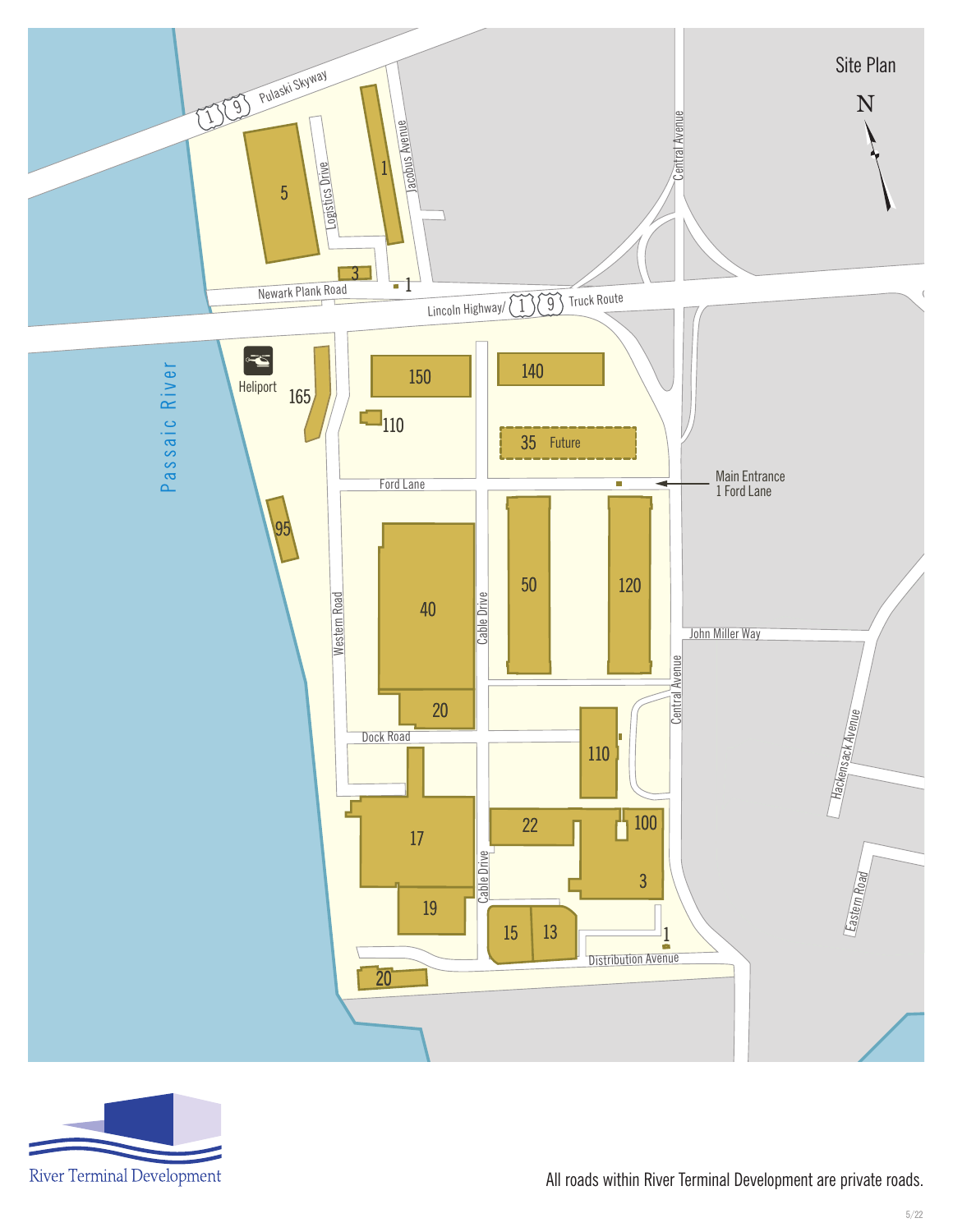# Site Plan

N

Pulaski Skyway 1 9

Jacobus Avenue

Logistics Drive

5

1

3

1

Newark Plank Road

Lincoln Highway/ 1 9 Truck Route

Central Avenue

Heliport

165

150

140

110

35 Future

Passaic River

Ford Lane

Main Entrance
1 Ford Lane

95

40

50

120

Western Road

Cable Drive

John Miller Way

Central Avenue

20

Dock Road

110

Hackensack Avenue

17

22

100

3

Cable Drive

19

15

13

1

Eastern Road

Distribution Avenue

20

River Terminal Development

All roads within River Terminal Development are private roads.

5/22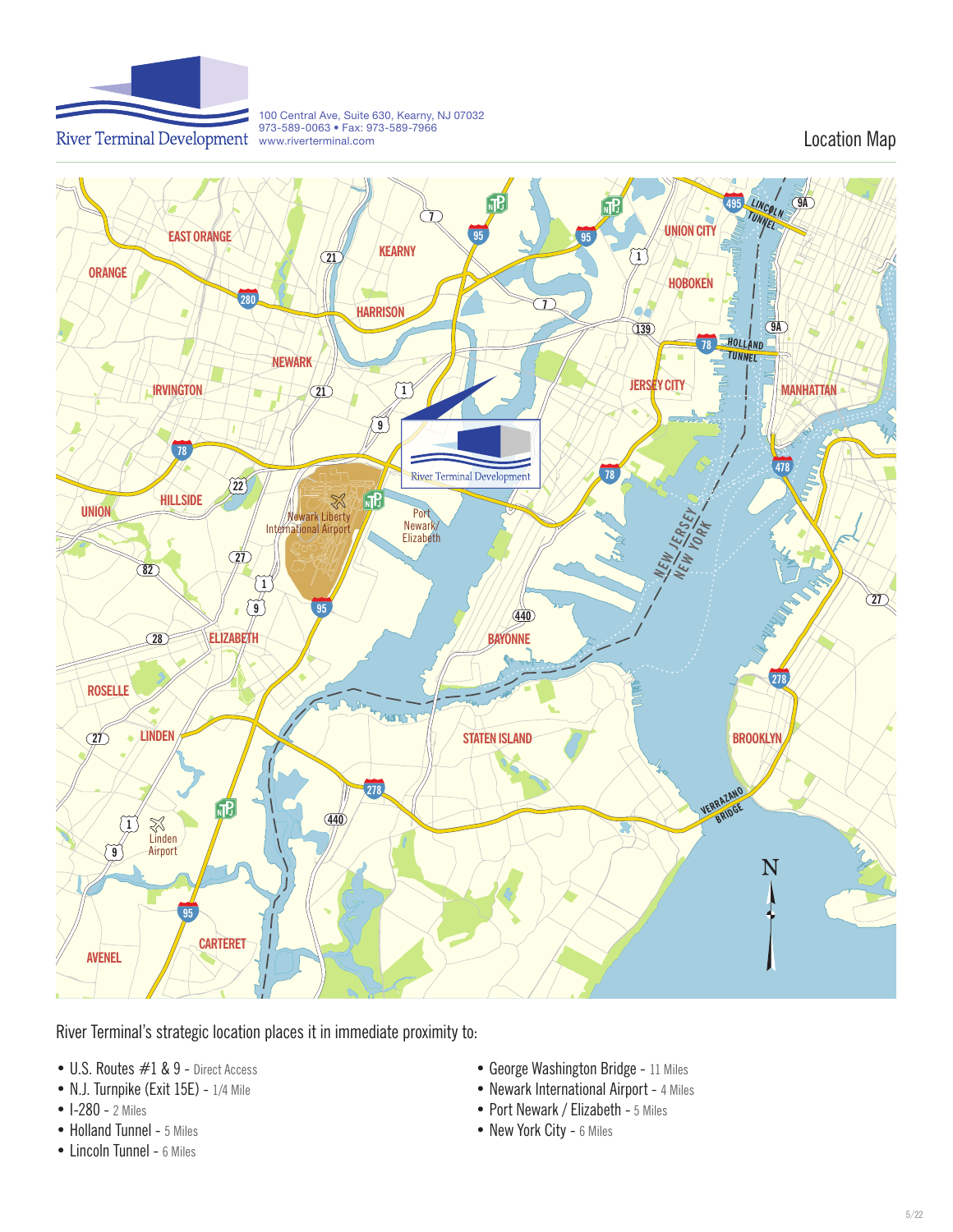River Terminal Development

100 Central Ave, Suite 630, Kearny, NJ 07032
973-589-0063 • Fax: 973-589-7966
www.riverterminal.com

# Location Map

River Terminal's strategic location places it in immediate proximity to:

- U.S. Routes #1 & 9 - Direct Access
- N.J. Turnpike (Exit 15E) - 1/4 Mile
- I-280 - 2 Miles
- Holland Tunnel - 5 Miles
- Lincoln Tunnel - 6 Miles
- George Washington Bridge - 11 Miles
- Newark International Airport - 4 Miles
- Port Newark / Elizabeth - 5 Miles
- New York City - 6 Miles